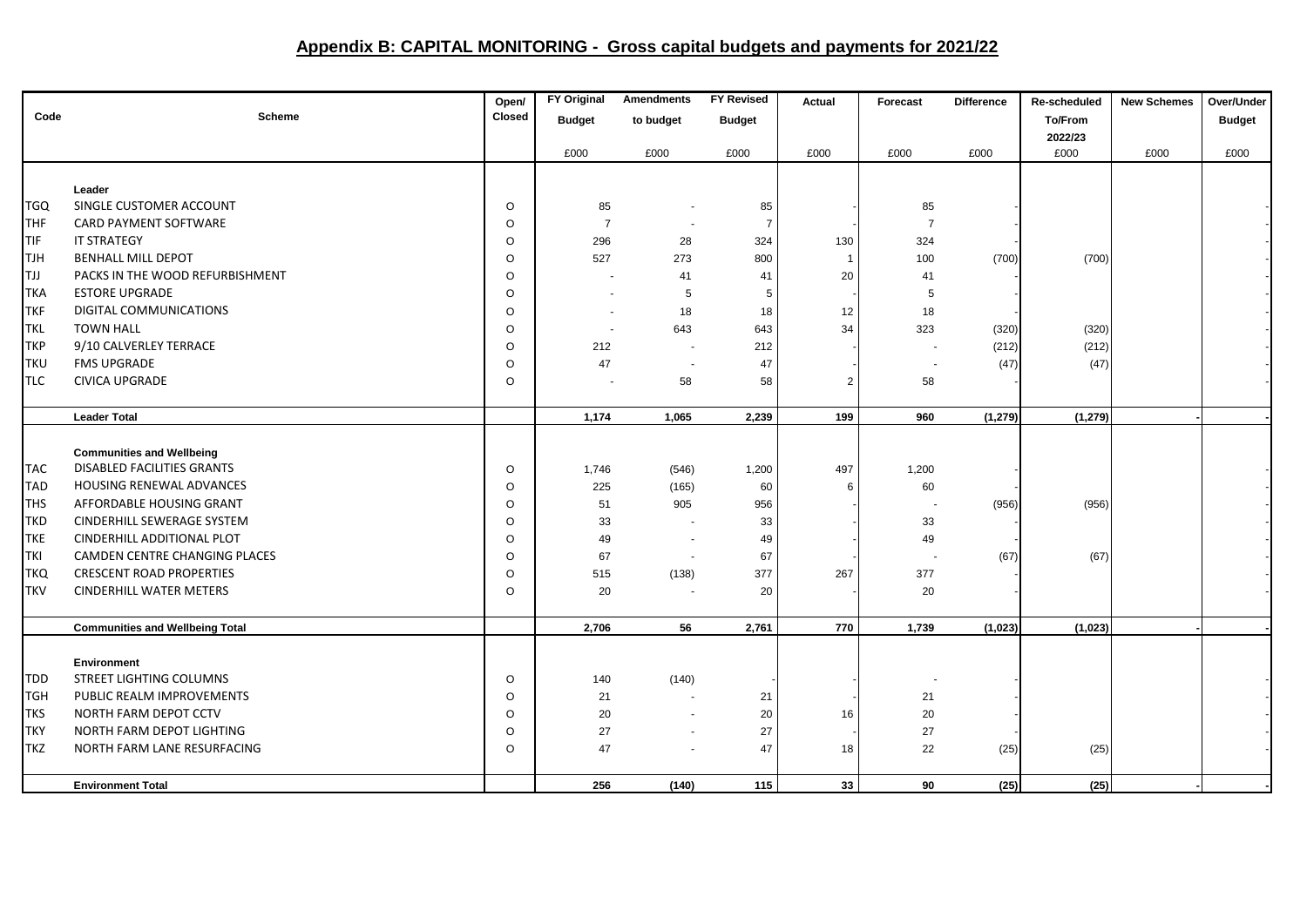## Appendix B: CAPITAL MONITORING - Gross capital budgets and payments for 2021/22

| Code | Scheme | Open/ Closed | FY Original Budget | Amendments to budget | FY Revised Budget | Actual | Forecast | Difference | Re-scheduled To/From 2022/23 | New Schemes | Over/Under Budget |
|---|---|---|---|---|---|---|---|---|---|---|---|
| | | | £000 | £000 | £000 | £000 | £000 | £000 | £000 | £000 | £000 |
| | **Leader** | | | | | | | | | | |
| TGQ | SINGLE CUSTOMER ACCOUNT | O | 85 | - | 85 | - | 85 | - | | | - |
| THF | CARD PAYMENT SOFTWARE | O | 7 | - | 7 | - | 7 | - | | | - |
| TIF | IT STRATEGY | O | 296 | 28 | 324 | 130 | 324 | - | | | - |
| TJH | BENHALL MILL DEPOT | O | 527 | 273 | 800 | 1 | 100 | (700) | (700) | | - |
| TJJ | PACKS IN THE WOOD REFURBISHMENT | O | - | 41 | 41 | 20 | 41 | - | | | - |
| TKA | ESTORE UPGRADE | O | - | 5 | 5 | - | 5 | - | | | - |
| TKF | DIGITAL COMMUNICATIONS | O | - | 18 | 18 | 12 | 18 | - | | | - |
| TKL | TOWN HALL | O | - | 643 | 643 | 34 | 323 | (320) | (320) | | - |
| TKP | 9/10 CALVERLEY TERRACE | O | 212 | - | 212 | - | - | (212) | (212) | | - |
| TKU | FMS UPGRADE | O | 47 | - | 47 | - | - | (47) | (47) | | - |
| TLC | CIVICA UPGRADE | O | - | 58 | 58 | 2 | 58 | - | | | - |
| | **Leader Total** | | **1,174** | **1,065** | **2,239** | **199** | **960** | **(1,279)** | **(1,279)** | **-** | **-** |
| | **Communities and Wellbeing** | | | | | | | | | | |
| TAC | DISABLED FACILITIES GRANTS | O | 1,746 | (546) | 1,200 | 497 | 1,200 | - | | | - |
| TAD | HOUSING RENEWAL ADVANCES | O | 225 | (165) | 60 | 6 | 60 | - | | | - |
| THS | AFFORDABLE HOUSING GRANT | O | 51 | 905 | 956 | - | - | (956) | (956) | | - |
| TKD | CINDERHILL SEWERAGE SYSTEM | O | 33 | - | 33 | - | 33 | - | | | - |
| TKE | CINDERHILL ADDITIONAL PLOT | O | 49 | - | 49 | - | 49 | - | | | - |
| TKI | CAMDEN CENTRE CHANGING PLACES | O | 67 | - | 67 | - | - | (67) | (67) | | - |
| TKQ | CRESCENT ROAD PROPERTIES | O | 515 | (138) | 377 | 267 | 377 | - | | | - |
| TKV | CINDERHILL WATER METERS | O | 20 | - | 20 | - | 20 | - | | | - |
| | **Communities and Wellbeing Total** | | **2,706** | **56** | **2,761** | **770** | **1,739** | **(1,023)** | **(1,023)** | **-** | **-** |
| | **Environment** | | | | | | | | | | |
| TDD | STREET LIGHTING COLUMNS | O | 140 | (140) | - | - | - | - | | | - |
| TGH | PUBLIC REALM IMPROVEMENTS | O | 21 | - | 21 | - | 21 | - | | | - |
| TKS | NORTH FARM DEPOT CCTV | O | 20 | - | 20 | 16 | 20 | - | | | - |
| TKY | NORTH FARM DEPOT LIGHTING | O | 27 | - | 27 | - | 27 | - | | | - |
| TKZ | NORTH FARM LANE RESURFACING | O | 47 | - | 47 | 18 | 22 | (25) | (25) | | - |
| | **Environment Total** | | **256** | **(140)** | **115** | **33** | **90** | **(25)** | **(25)** | **-** | **-** |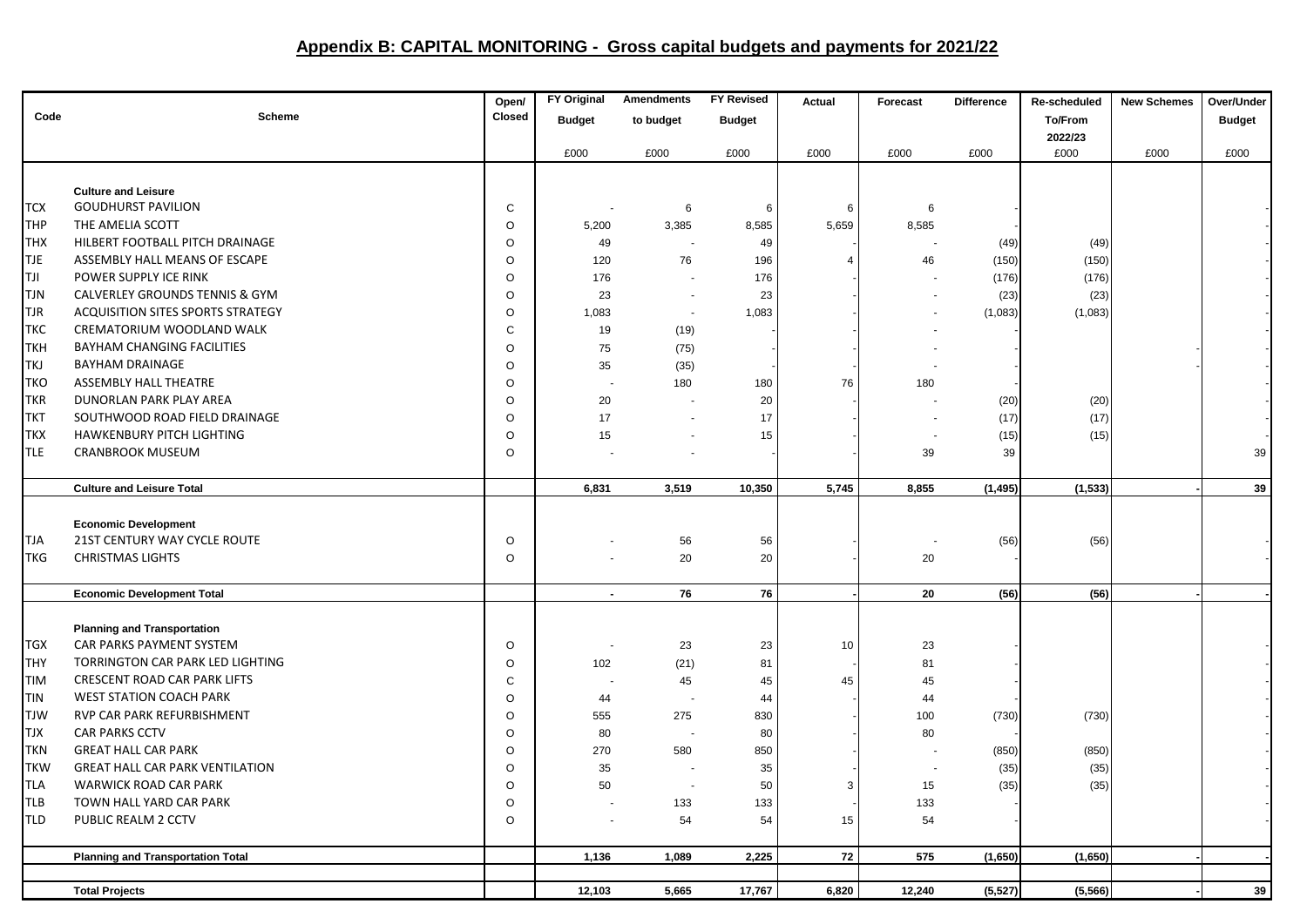## Appendix B: CAPITAL MONITORING - Gross capital budgets and payments for 2021/22

| Code | Scheme | Open/ Closed | FY Original Budget £000 | Amendments to budget £000 | FY Revised Budget £000 | Actual £000 | Forecast £000 | Difference £000 | Re-scheduled To/From 2022/23 £000 | New Schemes £000 | Over/Under Budget £000 |
|---|---|---|---|---|---|---|---|---|---|---|---|
| | **Culture and Leisure** | | | | | | | | | | |
| TCX | GOUDHURST PAVILION | C | - | 6 | 6 | 6 | 6 | - | | | - |
| THP | THE AMELIA SCOTT | O | 5,200 | 3,385 | 8,585 | 5,659 | 8,585 | - | | | - |
| THX | HILBERT FOOTBALL PITCH DRAINAGE | O | 49 | - | 49 | - | - | (49) | (49) | | - |
| TJE | ASSEMBLY HALL MEANS OF ESCAPE | O | 120 | 76 | 196 | 4 | 46 | (150) | (150) | | - |
| TJI | POWER SUPPLY ICE RINK | O | 176 | - | 176 | - | - | (176) | (176) | | - |
| TJN | CALVERLEY GROUNDS TENNIS & GYM | O | 23 | - | 23 | - | - | (23) | (23) | | - |
| TJR | ACQUISITION SITES SPORTS STRATEGY | O | 1,083 | - | 1,083 | - | - | (1,083) | (1,083) | | - |
| TKC | CREMATORIUM WOODLAND WALK | C | 19 | (19) | - | - | - | - | | | - |
| TKH | BAYHAM CHANGING FACILITIES | O | 75 | (75) | - | - | - | - | | - | - |
| TKJ | BAYHAM DRAINAGE | O | 35 | (35) | - | - | - | - | | - | - |
| TKO | ASSEMBLY HALL THEATRE | O | - | 180 | 180 | 76 | 180 | - | | | - |
| TKR | DUNORLAN PARK PLAY AREA | O | 20 | - | 20 | - | - | (20) | (20) | | - |
| TKT | SOUTHWOOD ROAD FIELD DRAINAGE | O | 17 | - | 17 | - | - | (17) | (17) | | - |
| TKX | HAWKENBURY PITCH LIGHTING | O | 15 | - | 15 | - | - | (15) | (15) | | - |
| TLE | CRANBROOK MUSEUM | O | - | - | - | - | 39 | 39 | | | 39 |
| | **Culture and Leisure Total** | | **6,831** | **3,519** | **10,350** | **5,745** | **8,855** | **(1,495)** | **(1,533)** | **-** | **39** |
| | **Economic Development** | | | | | | | | | | |
| TJA | 21ST CENTURY WAY CYCLE ROUTE | O | - | 56 | 56 | - | - | (56) | (56) | | - |
| TKG | CHRISTMAS LIGHTS | O | - | 20 | 20 | - | 20 | - | | | - |
| | **Economic Development Total** | | **-** | **76** | **76** | **-** | **20** | **(56)** | **(56)** | **-** | **-** |
| | **Planning and Transportation** | | | | | | | | | | |
| TGX | CAR PARKS PAYMENT SYSTEM | O | - | 23 | 23 | 10 | 23 | - | | | - |
| THY | TORRINGTON CAR PARK LED LIGHTING | O | 102 | (21) | 81 | - | 81 | - | | | - |
| TIM | CRESCENT ROAD CAR PARK LIFTS | C | - | 45 | 45 | 45 | 45 | - | | | - |
| TIN | WEST STATION COACH PARK | O | 44 | - | 44 | - | 44 | - | | | - |
| TJW | RVP CAR PARK REFURBISHMENT | O | 555 | 275 | 830 | - | 100 | (730) | (730) | | - |
| TJX | CAR PARKS CCTV | O | 80 | - | 80 | - | 80 | - | | | - |
| TKN | GREAT HALL CAR PARK | O | 270 | 580 | 850 | - | - | (850) | (850) | | - |
| TKW | GREAT HALL CAR PARK VENTILATION | O | 35 | - | 35 | - | - | (35) | (35) | | - |
| TLA | WARWICK ROAD CAR PARK | O | 50 | - | 50 | 3 | 15 | (35) | (35) | | - |
| TLB | TOWN HALL YARD CAR PARK | O | - | 133 | 133 | - | 133 | - | | | - |
| TLD | PUBLIC REALM 2 CCTV | O | - | 54 | 54 | 15 | 54 | - | | | - |
| | **Planning and Transportation Total** | | **1,136** | **1,089** | **2,225** | **72** | **575** | **(1,650)** | **(1,650)** | **-** | **-** |
| | **Total Projects** | | **12,103** | **5,665** | **17,767** | **6,820** | **12,240** | **(5,527)** | **(5,566)** | **-** | **39** |